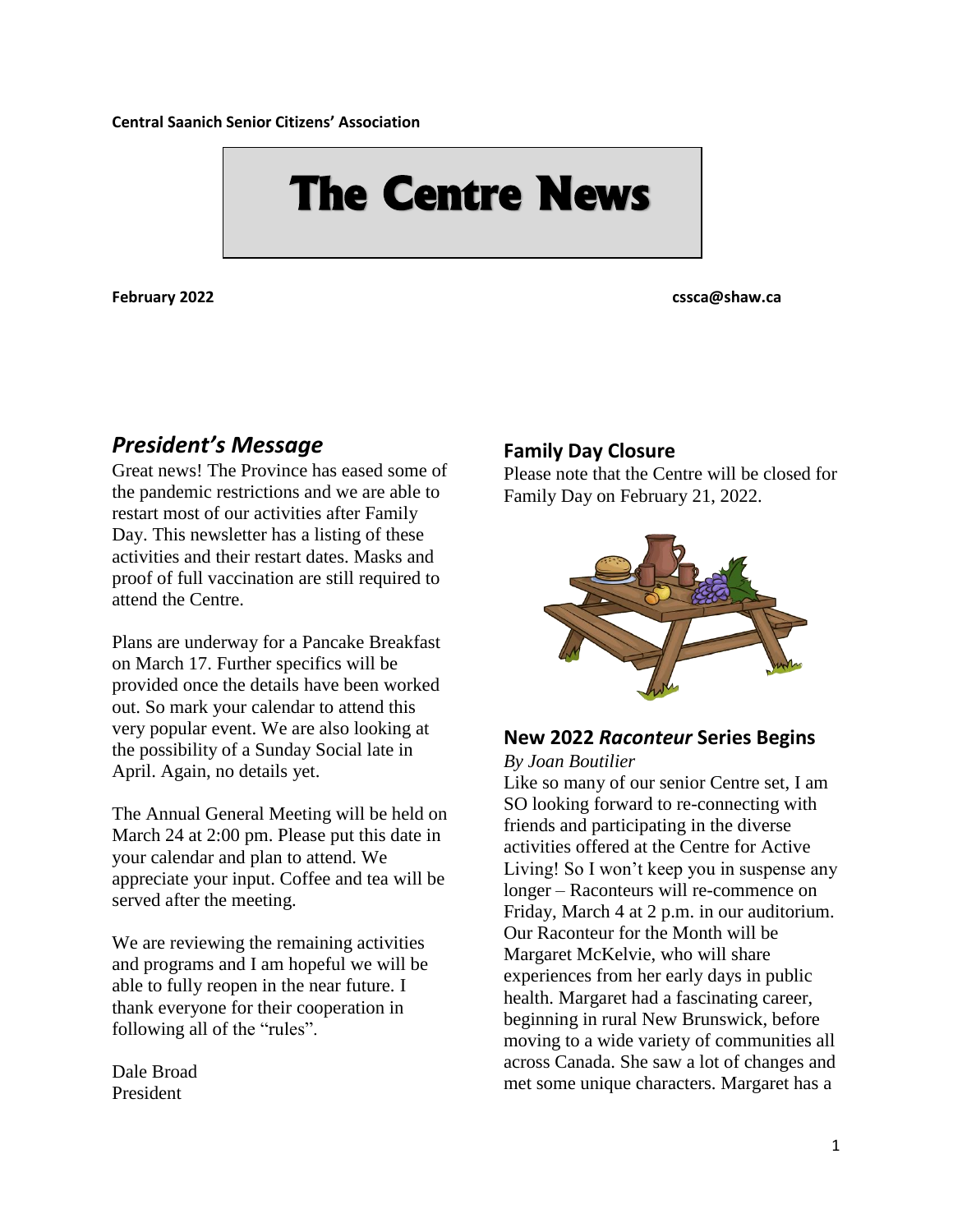**Central Saanich Senior Citizens' Association**

# The Centre News

**February 2022** **cssca@shaw.ca**

## *President's Message*

Great news! The Province has eased some of the pandemic restrictions and we are able to restart most of our activities after Family Day. This newsletter has a listing of these activities and their restart dates. Masks and proof of full vaccination are still required to attend the Centre.

Plans are underway for a Pancake Breakfast on March 17. Further specifics will be provided once the details have been worked out. So mark your calendar to attend this very popular event. We are also looking at the possibility of a Sunday Social late in April. Again, no details yet.

The Annual General Meeting will be held on March 24 at 2:00 pm. Please put this date in your calendar and plan to attend. We appreciate your input. Coffee and tea will be served after the meeting.

We are reviewing the remaining activities and programs and I am hopeful we will be able to fully reopen in the near future. I thank everyone for their cooperation in following all of the "rules".

Dale Broad
President

## Family Day Closure

Please note that the Centre will be closed for Family Day on February 21, 2022.

## New 2022 *Raconteur* Series Begins

*By Joan Boutilier*

Like so many of our senior Centre set, I am SO looking forward to re-connecting with friends and participating in the diverse activities offered at the Centre for Active Living! So I won't keep you in suspense any longer – Raconteurs will re-commence on Friday, March 4 at 2 p.m. in our auditorium. Our Raconteur for the Month will be Margaret McKelvie, who will share experiences from her early days in public health. Margaret had a fascinating career, beginning in rural New Brunswick, before moving to a wide variety of communities all across Canada. She saw a lot of changes and met some unique characters. Margaret has a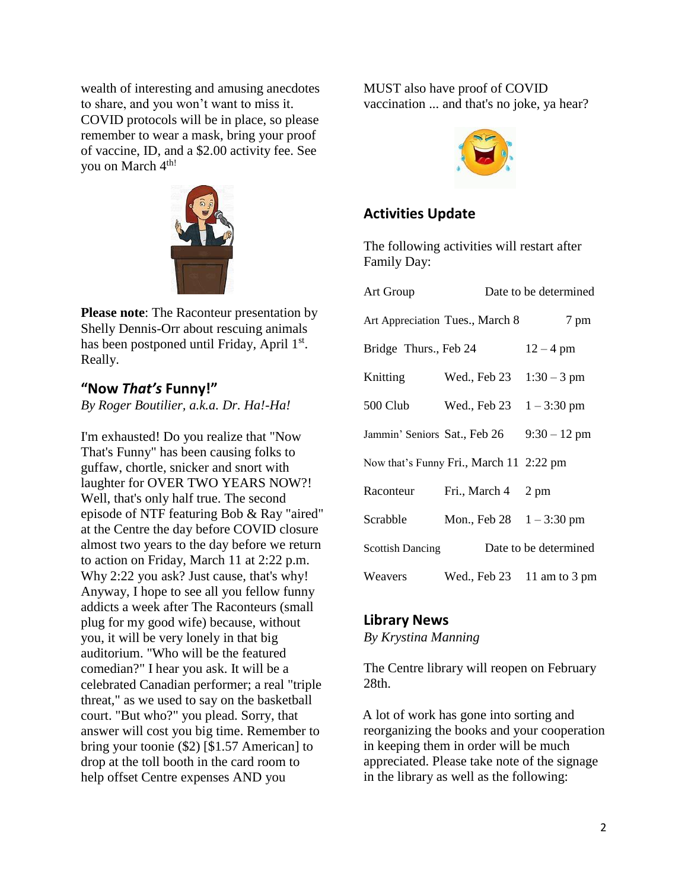wealth of interesting and amusing anecdotes to share, and you won't want to miss it. COVID protocols will be in place, so please remember to wear a mask, bring your proof of vaccine, ID, and a $2.00 activity fee. See you on March 4th!

**Please note**: The Raconteur presentation by Shelly Dennis-Orr about rescuing animals has been postponed until Friday, April 1st. Really.

## "Now *That's* Funny!"

*By Roger Boutilier, a.k.a. Dr. Ha!-Ha!*

I'm exhausted! Do you realize that "Now That's Funny" has been causing folks to guffaw, chortle, snicker and snort with laughter for OVER TWO YEARS NOW?! Well, that's only half true. The second episode of NTF featuring Bob & Ray "aired" at the Centre the day before COVID closure almost two years to the day before we return to action on Friday, March 11 at 2:22 p.m. Why 2:22 you ask? Just cause, that's why! Anyway, I hope to see all you fellow funny addicts a week after The Raconteurs (small plug for my good wife) because, without you, it will be very lonely in that big auditorium. "Who will be the featured comedian?" I hear you ask. It will be a celebrated Canadian performer; a real "triple threat," as we used to say on the basketball court. "But who?" you plead. Sorry, that answer will cost you big time. Remember to bring your toonie ($2) [$1.57 American] to drop at the toll booth in the card room to help offset Centre expenses AND you MUST also have proof of COVID vaccination ... and that's no joke, ya hear?

## Activities Update

The following activities will restart after Family Day:

| Activity | Day | Time |
|---|---|---|
| Art Group | Date to be determined | |
| Art Appreciation | Tues., March 8 | 7 pm |
| Bridge | Thurs., Feb 24 | 12 – 4 pm |
| Knitting | Wed., Feb 23 | 1:30 – 3 pm |
| 500 Club | Wed., Feb 23 | 1 – 3:30 pm |
| Jammin' Seniors | Sat., Feb 26 | 9:30 – 12 pm |
| Now that's Funny | Fri., March 11 | 2:22 pm |
| Raconteur | Fri., March 4 | 2 pm |
| Scrabble | Mon., Feb 28 | 1 – 3:30 pm |
| Scottish Dancing | Date to be determined | |
| Weavers | Wed., Feb 23 | 11 am to 3 pm |

## Library News

*By Krystina Manning*

The Centre library will reopen on February 28th.

A lot of work has gone into sorting and reorganizing the books and your cooperation in keeping them in order will be much appreciated. Please take note of the signage in the library as well as the following: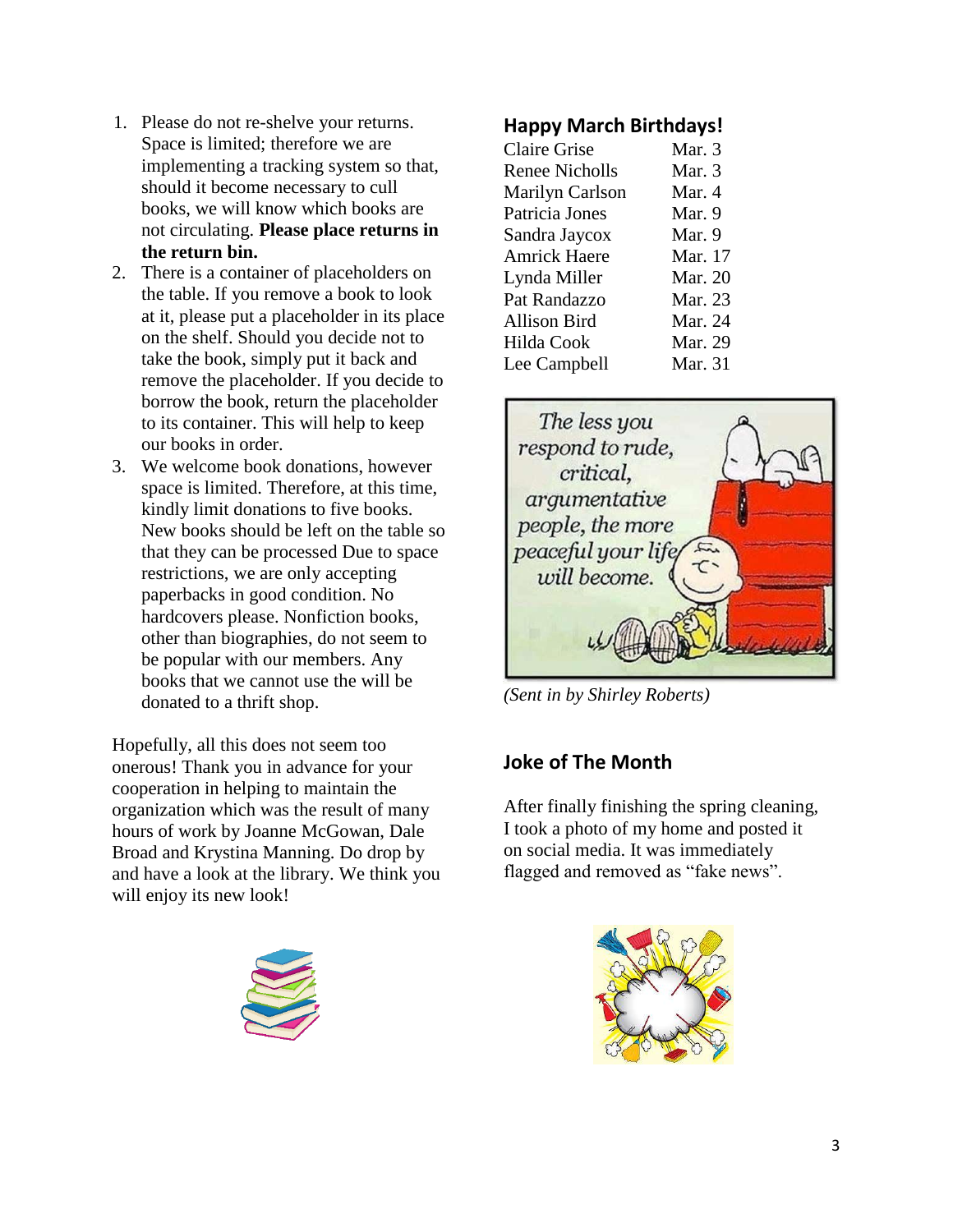1. Please do not re-shelve your returns. Space is limited; therefore we are implementing a tracking system so that, should it become necessary to cull books, we will know which books are not circulating. **Please place returns in the return bin.**
2. There is a container of placeholders on the table. If you remove a book to look at it, please put a placeholder in its place on the shelf. Should you decide not to take the book, simply put it back and remove the placeholder. If you decide to borrow the book, return the placeholder to its container. This will help to keep our books in order.
3. We welcome book donations, however space is limited. Therefore, at this time, kindly limit donations to five books. New books should be left on the table so that they can be processed Due to space restrictions, we are only accepting paperbacks in good condition. No hardcovers please. Nonfiction books, other than biographies, do not seem to be popular with our members. Any books that we cannot use the will be donated to a thrift shop.

Hopefully, all this does not seem too onerous! Thank you in advance for your cooperation in helping to maintain the organization which was the result of many hours of work by Joanne McGowan, Dale Broad and Krystina Manning. Do drop by and have a look at the library. We think you will enjoy its new look!

## Happy March Birthdays!

| | |
|---|---|
| Claire Grise | Mar. 3 |
| Renee Nicholls | Mar. 3 |
| Marilyn Carlson | Mar. 4 |
| Patricia Jones | Mar. 9 |
| Sandra Jaycox | Mar. 9 |
| Amrick Haere | Mar. 17 |
| Lynda Miller | Mar. 20 |
| Pat Randazzo | Mar. 23 |
| Allison Bird | Mar. 24 |
| Hilda Cook | Mar. 29 |
| Lee Campbell | Mar. 31 |

The less you respond to rude, critical, argumentative people, the more peaceful your life will become.

*(Sent in by Shirley Roberts)*

## Joke of The Month

After finally finishing the spring cleaning, I took a photo of my home and posted it on social media. It was immediately flagged and removed as "fake news".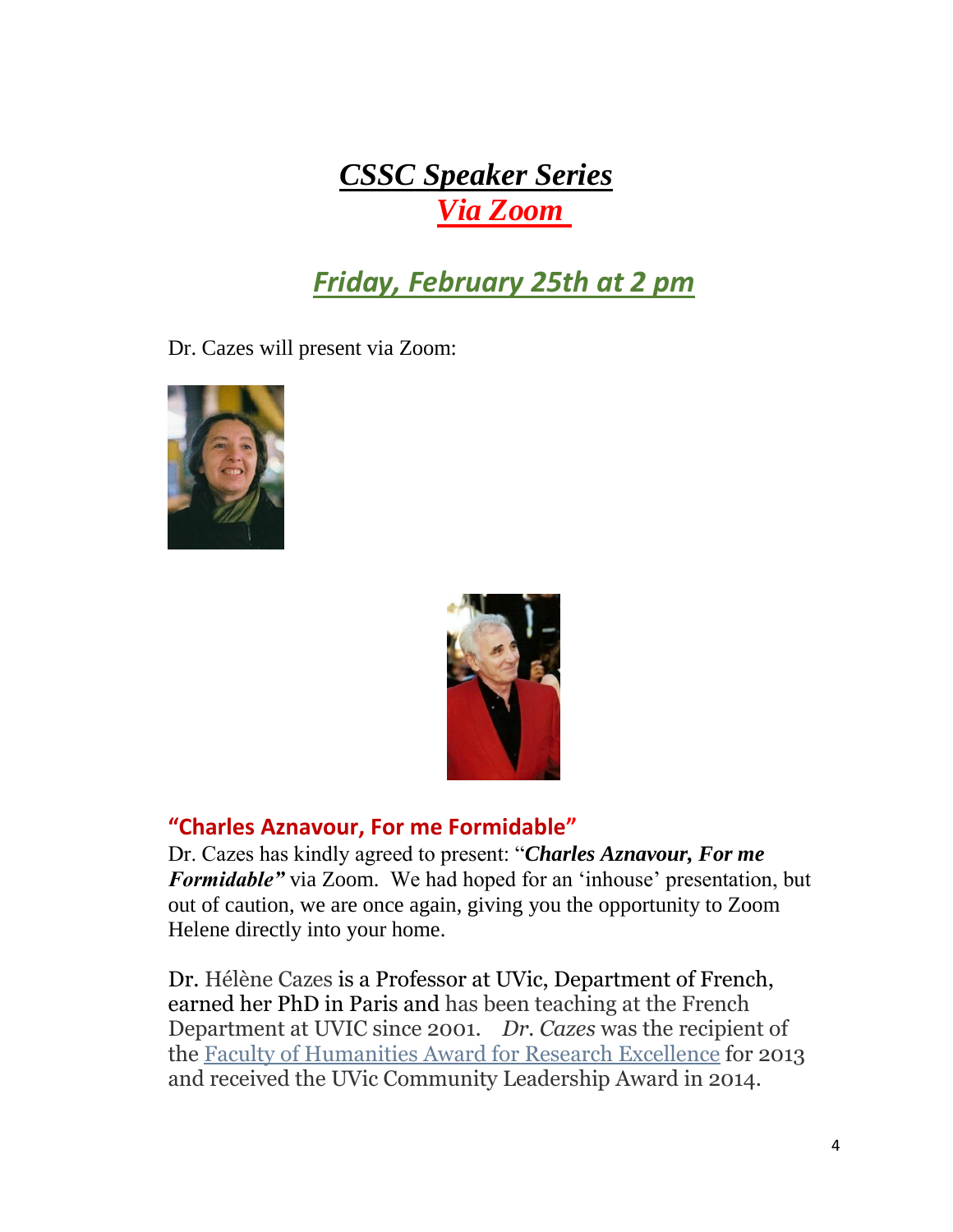# ***CSSC Speaker Series***
# ***Via Zoom***

## ***Friday, February 25th at 2 pm***

Dr. Cazes will present via Zoom:

### "Charles Aznavour, For me Formidable"

Dr. Cazes has kindly agreed to present: "***Charles Aznavour, For me Formidable"*** via Zoom. We had hoped for an 'inhouse' presentation, but out of caution, we are once again, giving you the opportunity to Zoom Helene directly into your home.

Dr. Hélène Cazes is a Professor at UVic, Department of French, earned her PhD in Paris and has been teaching at the French Department at UVIC since 2001. *Dr. Cazes* was the recipient of the Faculty of Humanities Award for Research Excellence for 2013 and received the UVic Community Leadership Award in 2014.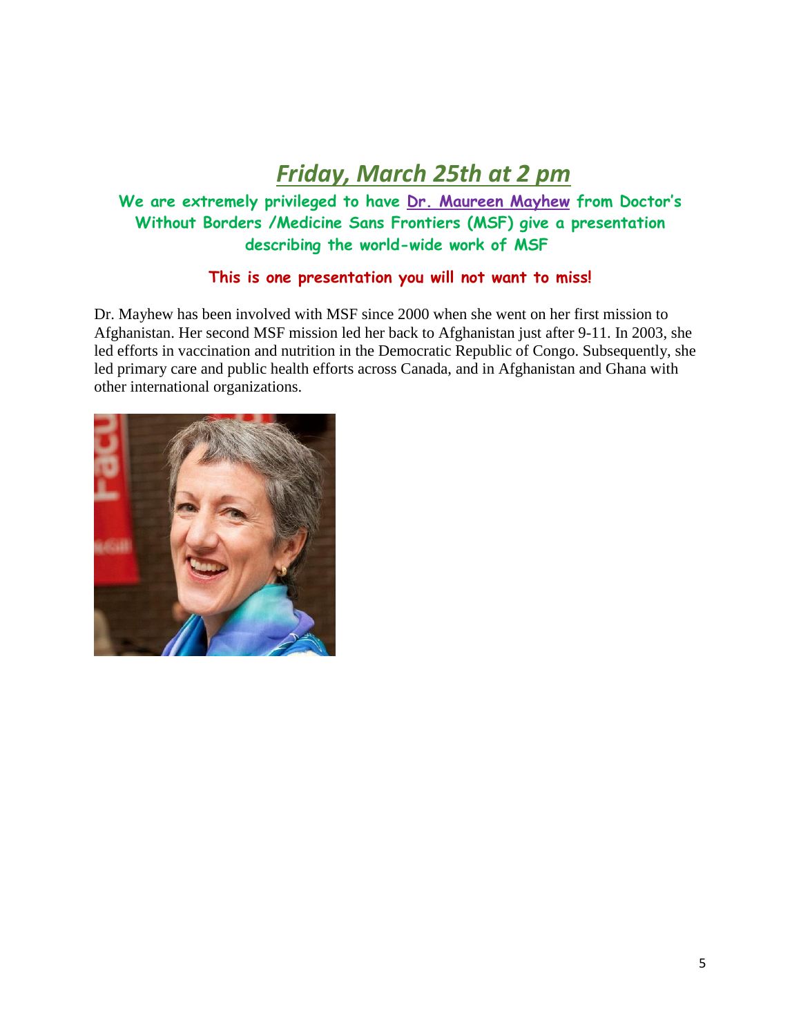# *Friday, March 25th at 2 pm*

**We are extremely privileged to have Dr. Maureen Mayhew from Doctor's Without Borders /Medicine Sans Frontiers (MSF) give a presentation describing the world-wide work of MSF**

**This is one presentation you will not want to miss!**

Dr. Mayhew has been involved with MSF since 2000 when she went on her first mission to Afghanistan. Her second MSF mission led her back to Afghanistan just after 9-11. In 2003, she led efforts in vaccination and nutrition in the Democratic Republic of Congo. Subsequently, she led primary care and public health efforts across Canada, and in Afghanistan and Ghana with other international organizations.